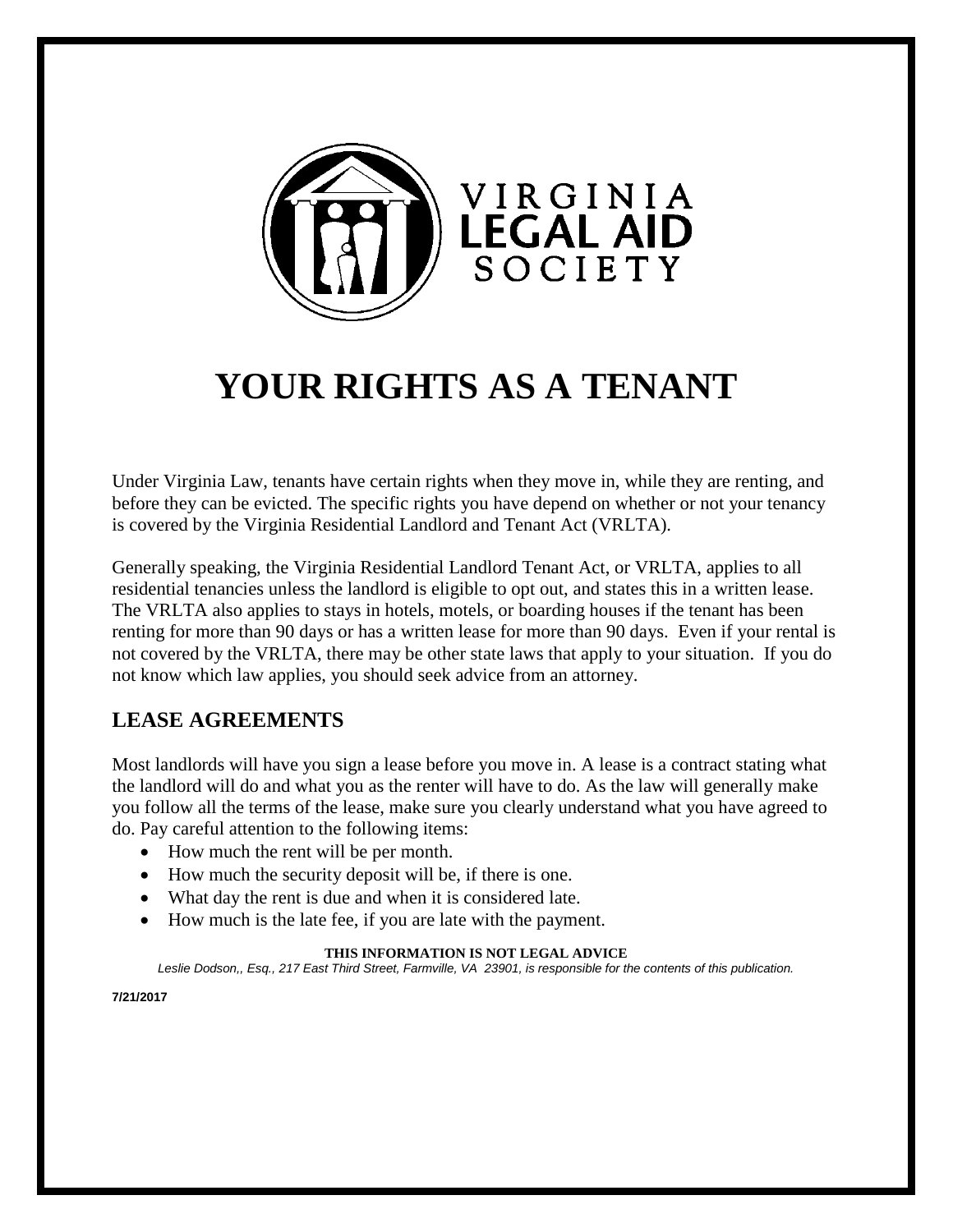VIRGINIA
LEGAL AID
SOCIETY

# YOUR RIGHTS AS A TENANT

Under Virginia Law, tenants have certain rights when they move in, while they are renting, and before they can be evicted. The specific rights you have depend on whether or not your tenancy is covered by the Virginia Residential Landlord and Tenant Act (VRLTA).

Generally speaking, the Virginia Residential Landlord Tenant Act, or VRLTA, applies to all residential tenancies unless the landlord is eligible to opt out, and states this in a written lease. The VRLTA also applies to stays in hotels, motels, or boarding houses if the tenant has been renting for more than 90 days or has a written lease for more than 90 days. Even if your rental is not covered by the VRLTA, there may be other state laws that apply to your situation. If you do not know which law applies, you should seek advice from an attorney.

## LEASE AGREEMENTS

Most landlords will have you sign a lease before you move in. A lease is a contract stating what the landlord will do and what you as the renter will have to do. As the law will generally make you follow all the terms of the lease, make sure you clearly understand what you have agreed to do. Pay careful attention to the following items:

- How much the rent will be per month.
- How much the security deposit will be, if there is one.
- What day the rent is due and when it is considered late.
- How much is the late fee, if you are late with the payment.

**THIS INFORMATION IS NOT LEGAL ADVICE**

*Leslie Dodson,, Esq., 217 East Third Street, Farmville, VA 23901, is responsible for the contents of this publication.*

**7/21/2017**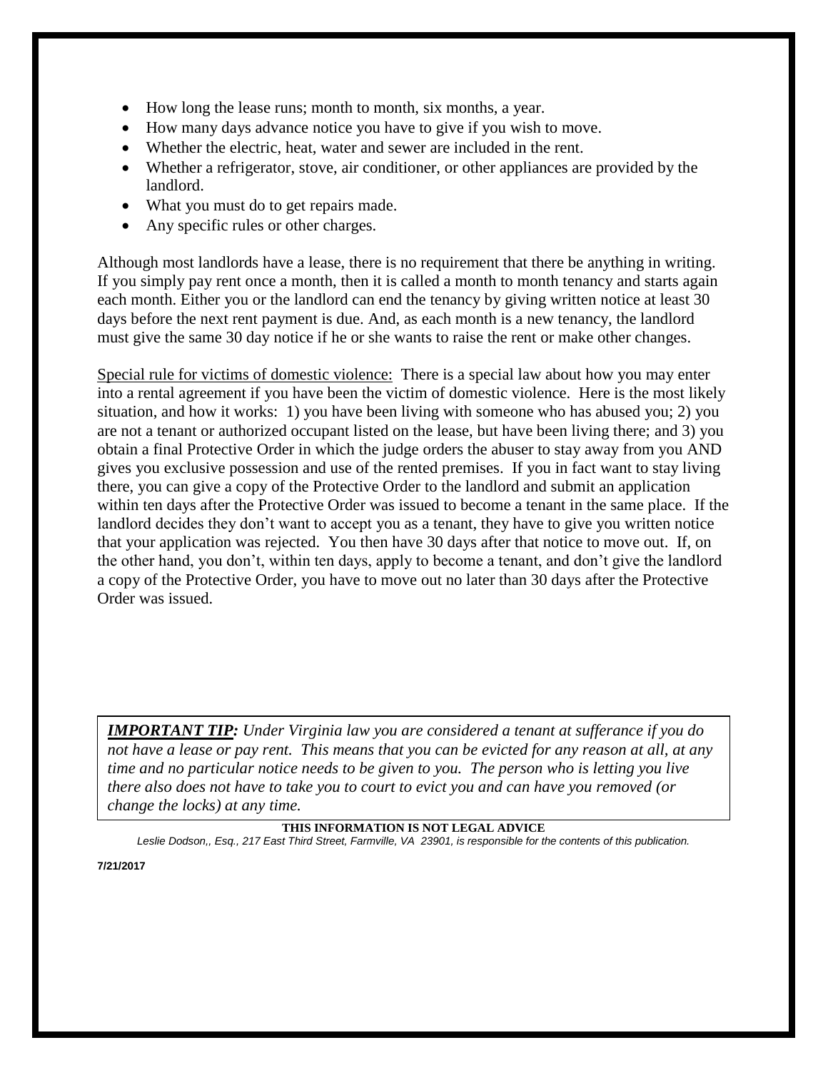- How long the lease runs; month to month, six months, a year.
- How many days advance notice you have to give if you wish to move.
- Whether the electric, heat, water and sewer are included in the rent.
- Whether a refrigerator, stove, air conditioner, or other appliances are provided by the landlord.
- What you must do to get repairs made.
- Any specific rules or other charges.

Although most landlords have a lease, there is no requirement that there be anything in writing. If you simply pay rent once a month, then it is called a month to month tenancy and starts again each month. Either you or the landlord can end the tenancy by giving written notice at least 30 days before the next rent payment is due. And, as each month is a new tenancy, the landlord must give the same 30 day notice if he or she wants to raise the rent or make other changes.

<u>Special rule for victims of domestic violence:</u> There is a special law about how you may enter into a rental agreement if you have been the victim of domestic violence. Here is the most likely situation, and how it works: 1) you have been living with someone who has abused you; 2) you are not a tenant or authorized occupant listed on the lease, but have been living there; and 3) you obtain a final Protective Order in which the judge orders the abuser to stay away from you AND gives you exclusive possession and use of the rented premises. If you in fact want to stay living there, you can give a copy of the Protective Order to the landlord and submit an application within ten days after the Protective Order was issued to become a tenant in the same place. If the landlord decides they don't want to accept you as a tenant, they have to give you written notice that your application was rejected. You then have 30 days after that notice to move out. If, on the other hand, you don't, within ten days, apply to become a tenant, and don't give the landlord a copy of the Protective Order, you have to move out no later than 30 days after the Protective Order was issued.

***<u>IMPORTANT TIP</u>:*** *Under Virginia law you are considered a tenant at sufferance if you do not have a lease or pay rent. This means that you can be evicted for any reason at all, at any time and no particular notice needs to be given to you. The person who is letting you live there also does not have to take you to court to evict you and can have you removed (or change the locks) at any time.*

**THIS INFORMATION IS NOT LEGAL ADVICE**

*Leslie Dodson,, Esq., 217 East Third Street, Farmville, VA 23901, is responsible for the contents of this publication.*

**7/21/2017**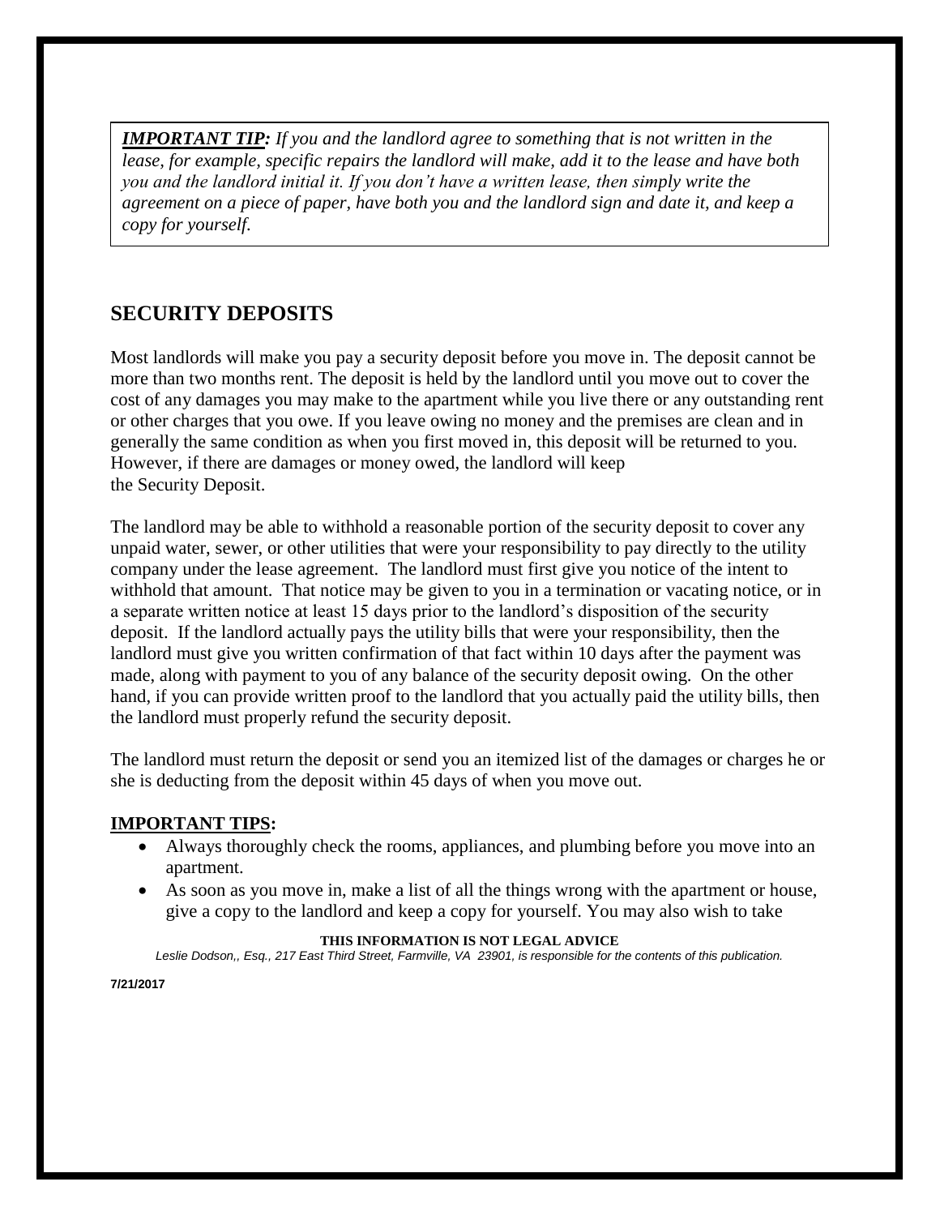***IMPORTANT TIP:*** *If you and the landlord agree to something that is not written in the lease, for example, specific repairs the landlord will make, add it to the lease and have both you and the landlord initial it. If you don't have a written lease, then simply write the agreement on a piece of paper, have both you and the landlord sign and date it, and keep a copy for yourself.*

## SECURITY DEPOSITS

Most landlords will make you pay a security deposit before you move in. The deposit cannot be more than two months rent. The deposit is held by the landlord until you move out to cover the cost of any damages you may make to the apartment while you live there or any outstanding rent or other charges that you owe. If you leave owing no money and the premises are clean and in generally the same condition as when you first moved in, this deposit will be returned to you. However, if there are damages or money owed, the landlord will keep the Security Deposit.

The landlord may be able to withhold a reasonable portion of the security deposit to cover any unpaid water, sewer, or other utilities that were your responsibility to pay directly to the utility company under the lease agreement. The landlord must first give you notice of the intent to withhold that amount. That notice may be given to you in a termination or vacating notice, or in a separate written notice at least 15 days prior to the landlord's disposition of the security deposit. If the landlord actually pays the utility bills that were your responsibility, then the landlord must give you written confirmation of that fact within 10 days after the payment was made, along with payment to you of any balance of the security deposit owing. On the other hand, if you can provide written proof to the landlord that you actually paid the utility bills, then the landlord must properly refund the security deposit.

The landlord must return the deposit or send you an itemized list of the damages or charges he or she is deducting from the deposit within 45 days of when you move out.

**IMPORTANT TIPS:**

- Always thoroughly check the rooms, appliances, and plumbing before you move into an apartment.
- As soon as you move in, make a list of all the things wrong with the apartment or house, give a copy to the landlord and keep a copy for yourself. You may also wish to take

**THIS INFORMATION IS NOT LEGAL ADVICE**

*Leslie Dodson,, Esq., 217 East Third Street, Farmville, VA 23901, is responsible for the contents of this publication.*

**7/21/2017**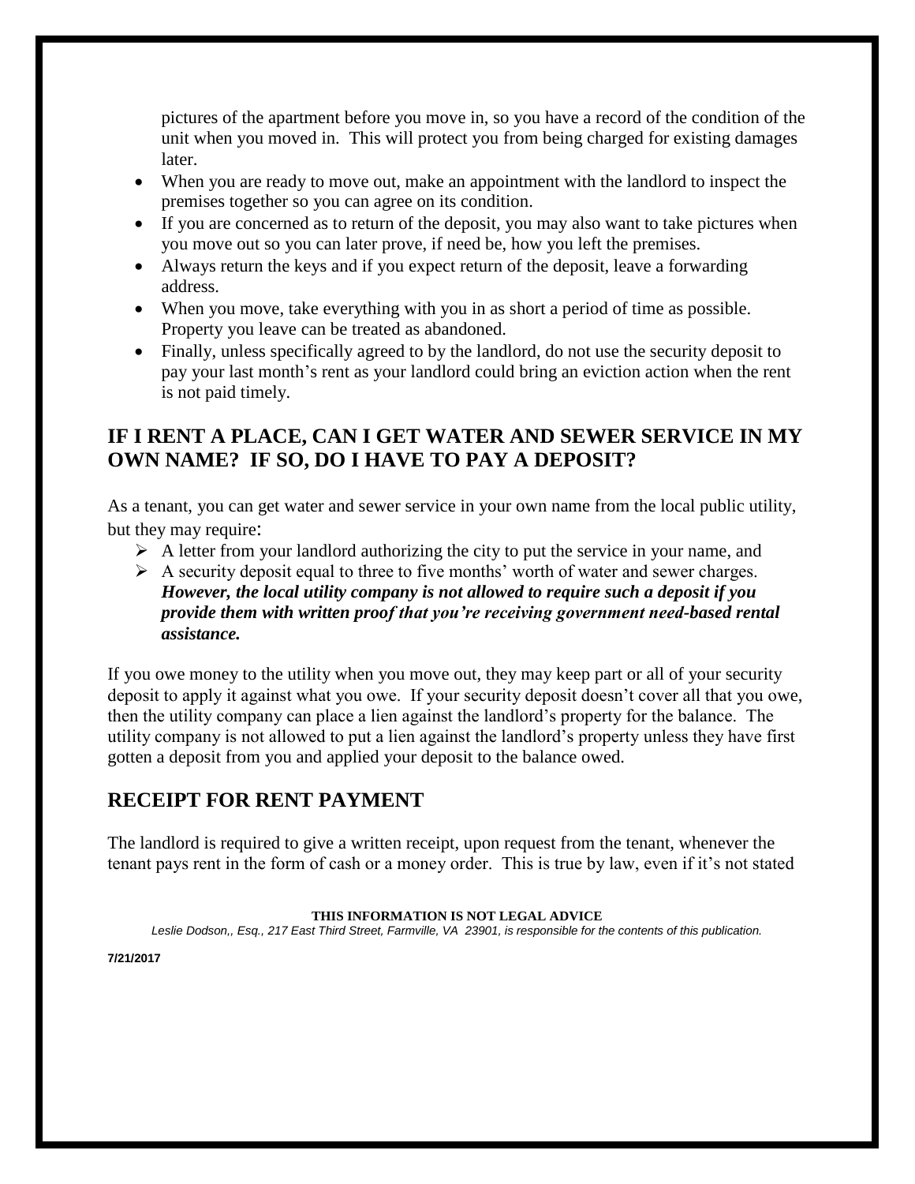pictures of the apartment before you move in, so you have a record of the condition of the unit when you moved in. This will protect you from being charged for existing damages later.

- When you are ready to move out, make an appointment with the landlord to inspect the premises together so you can agree on its condition.
- If you are concerned as to return of the deposit, you may also want to take pictures when you move out so you can later prove, if need be, how you left the premises.
- Always return the keys and if you expect return of the deposit, leave a forwarding address.
- When you move, take everything with you in as short a period of time as possible. Property you leave can be treated as abandoned.
- Finally, unless specifically agreed to by the landlord, do not use the security deposit to pay your last month's rent as your landlord could bring an eviction action when the rent is not paid timely.

## IF I RENT A PLACE, CAN I GET WATER AND SEWER SERVICE IN MY OWN NAME? IF SO, DO I HAVE TO PAY A DEPOSIT?

As a tenant, you can get water and sewer service in your own name from the local public utility, but they may require:

- A letter from your landlord authorizing the city to put the service in your name, and
- A security deposit equal to three to five months' worth of water and sewer charges. ***However, the local utility company is not allowed to require such a deposit if you provide them with written proof that you're receiving government need-based rental assistance.***

If you owe money to the utility when you move out, they may keep part or all of your security deposit to apply it against what you owe. If your security deposit doesn't cover all that you owe, then the utility company can place a lien against the landlord's property for the balance. The utility company is not allowed to put a lien against the landlord's property unless they have first gotten a deposit from you and applied your deposit to the balance owed.

## RECEIPT FOR RENT PAYMENT

The landlord is required to give a written receipt, upon request from the tenant, whenever the tenant pays rent in the form of cash or a money order. This is true by law, even if it's not stated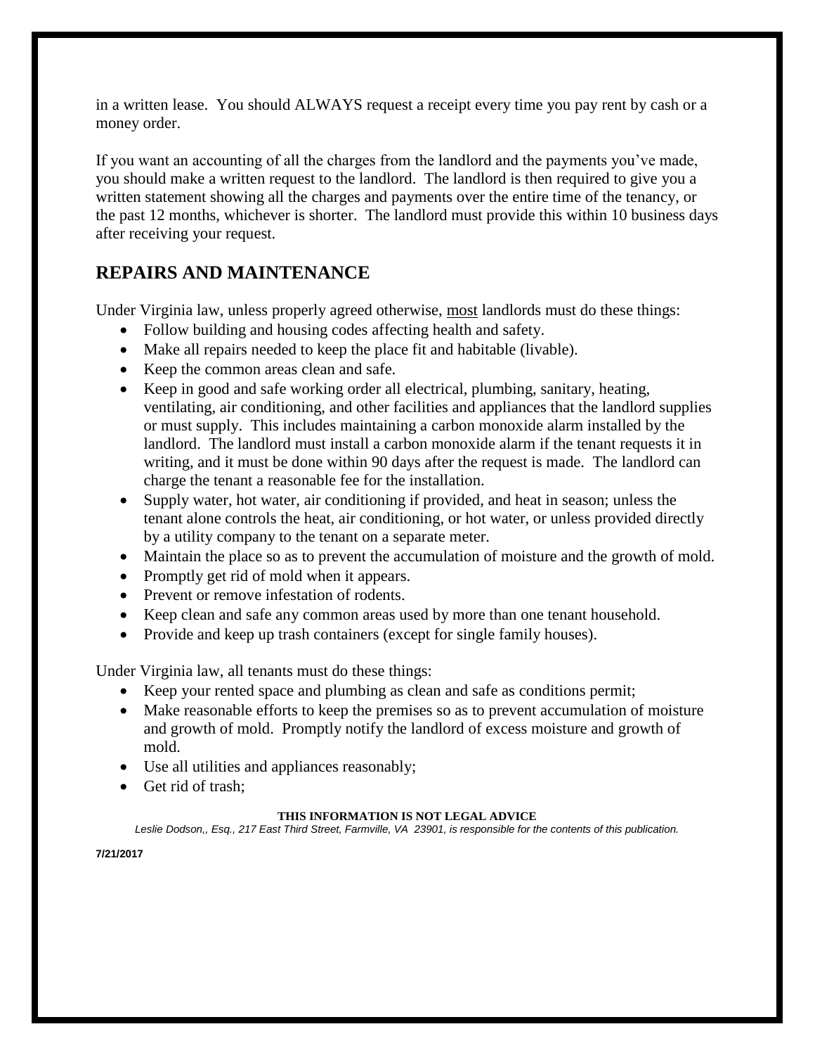in a written lease. You should ALWAYS request a receipt every time you pay rent by cash or a money order.

If you want an accounting of all the charges from the landlord and the payments you've made, you should make a written request to the landlord. The landlord is then required to give you a written statement showing all the charges and payments over the entire time of the tenancy, or the past 12 months, whichever is shorter. The landlord must provide this within 10 business days after receiving your request.

## REPAIRS AND MAINTENANCE

Under Virginia law, unless properly agreed otherwise, <u>most</u> landlords must do these things:

- Follow building and housing codes affecting health and safety.
- Make all repairs needed to keep the place fit and habitable (livable).
- Keep the common areas clean and safe.
- Keep in good and safe working order all electrical, plumbing, sanitary, heating, ventilating, air conditioning, and other facilities and appliances that the landlord supplies or must supply. This includes maintaining a carbon monoxide alarm installed by the landlord. The landlord must install a carbon monoxide alarm if the tenant requests it in writing, and it must be done within 90 days after the request is made. The landlord can charge the tenant a reasonable fee for the installation.
- Supply water, hot water, air conditioning if provided, and heat in season; unless the tenant alone controls the heat, air conditioning, or hot water, or unless provided directly by a utility company to the tenant on a separate meter.
- Maintain the place so as to prevent the accumulation of moisture and the growth of mold.
- Promptly get rid of mold when it appears.
- Prevent or remove infestation of rodents.
- Keep clean and safe any common areas used by more than one tenant household.
- Provide and keep up trash containers (except for single family houses).

Under Virginia law, all tenants must do these things:

- Keep your rented space and plumbing as clean and safe as conditions permit;
- Make reasonable efforts to keep the premises so as to prevent accumulation of moisture and growth of mold. Promptly notify the landlord of excess moisture and growth of mold.
- Use all utilities and appliances reasonably;
- Get rid of trash;

**THIS INFORMATION IS NOT LEGAL ADVICE**

*Leslie Dodson,, Esq., 217 East Third Street, Farmville, VA 23901, is responsible for the contents of this publication.*

**7/21/2017**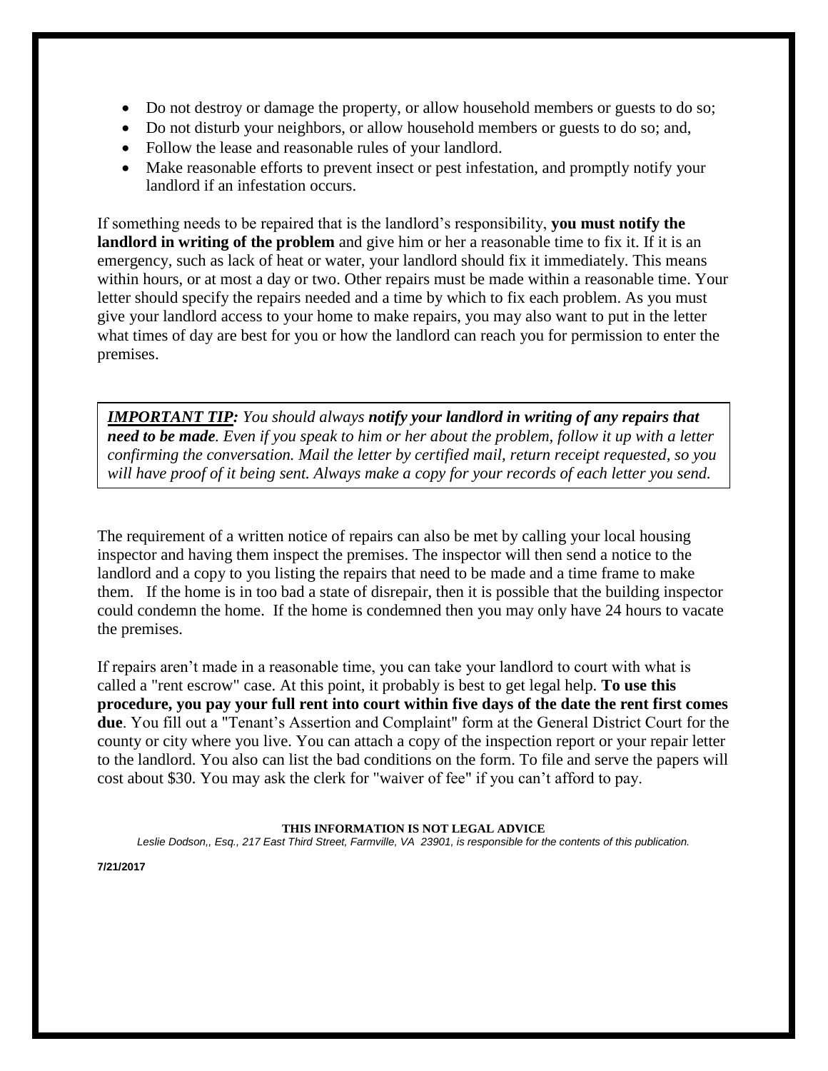- Do not destroy or damage the property, or allow household members or guests to do so;
- Do not disturb your neighbors, or allow household members or guests to do so; and,
- Follow the lease and reasonable rules of your landlord.
- Make reasonable efforts to prevent insect or pest infestation, and promptly notify your landlord if an infestation occurs.

If something needs to be repaired that is the landlord's responsibility, **you must notify the landlord in writing of the problem** and give him or her a reasonable time to fix it. If it is an emergency, such as lack of heat or water, your landlord should fix it immediately. This means within hours, or at most a day or two. Other repairs must be made within a reasonable time. Your letter should specify the repairs needed and a time by which to fix each problem. As you must give your landlord access to your home to make repairs, you may also want to put in the letter what times of day are best for you or how the landlord can reach you for permission to enter the premises.

> ***IMPORTANT TIP:*** *You should always* ***notify your landlord in writing of any repairs that need to be made****. Even if you speak to him or her about the problem, follow it up with a letter confirming the conversation. Mail the letter by certified mail, return receipt requested, so you will have proof of it being sent. Always make a copy for your records of each letter you send.*

The requirement of a written notice of repairs can also be met by calling your local housing inspector and having them inspect the premises. The inspector will then send a notice to the landlord and a copy to you listing the repairs that need to be made and a time frame to make them. If the home is in too bad a state of disrepair, then it is possible that the building inspector could condemn the home. If the home is condemned then you may only have 24 hours to vacate the premises.

If repairs aren't made in a reasonable time, you can take your landlord to court with what is called a "rent escrow" case. At this point, it probably is best to get legal help. **To use this procedure, you pay your full rent into court within five days of the date the rent first comes due**. You fill out a "Tenant's Assertion and Complaint" form at the General District Court for the county or city where you live. You can attach a copy of the inspection report or your repair letter to the landlord. You also can list the bad conditions on the form. To file and serve the papers will cost about $30. You may ask the clerk for "waiver of fee" if you can't afford to pay.

**THIS INFORMATION IS NOT LEGAL ADVICE**

*Leslie Dodson,, Esq., 217 East Third Street, Farmville, VA 23901, is responsible for the contents of this publication.*

**7/21/2017**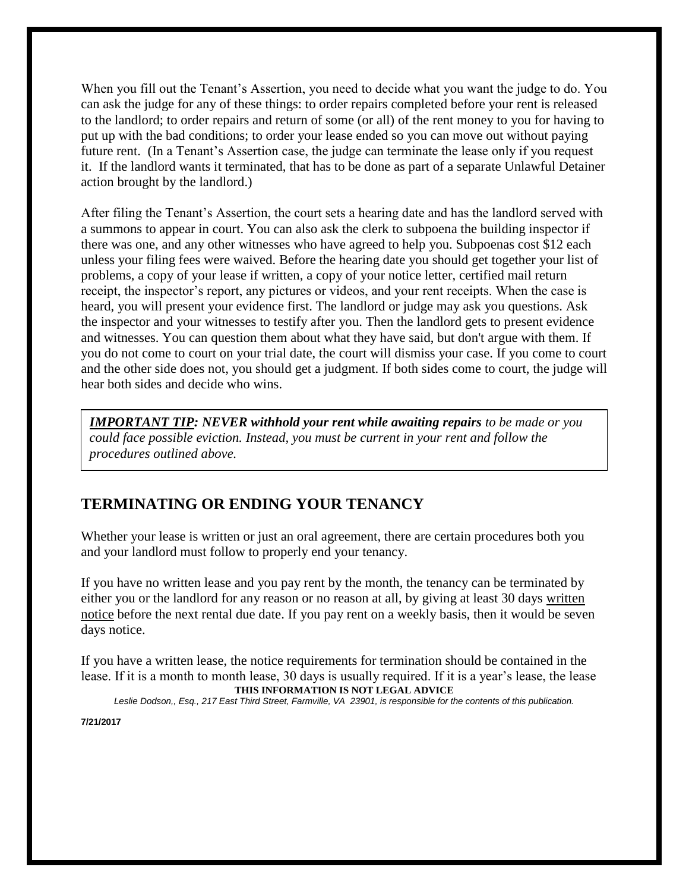When you fill out the Tenant's Assertion, you need to decide what you want the judge to do. You can ask the judge for any of these things: to order repairs completed before your rent is released to the landlord; to order repairs and return of some (or all) of the rent money to you for having to put up with the bad conditions; to order your lease ended so you can move out without paying future rent. (In a Tenant's Assertion case, the judge can terminate the lease only if you request it. If the landlord wants it terminated, that has to be done as part of a separate Unlawful Detainer action brought by the landlord.)

After filing the Tenant's Assertion, the court sets a hearing date and has the landlord served with a summons to appear in court. You can also ask the clerk to subpoena the building inspector if there was one, and any other witnesses who have agreed to help you. Subpoenas cost $12 each unless your filing fees were waived. Before the hearing date you should get together your list of problems, a copy of your lease if written, a copy of your notice letter, certified mail return receipt, the inspector's report, any pictures or videos, and your rent receipts. When the case is heard, you will present your evidence first. The landlord or judge may ask you questions. Ask the inspector and your witnesses to testify after you. Then the landlord gets to present evidence and witnesses. You can question them about what they have said, but don't argue with them. If you do not come to court on your trial date, the court will dismiss your case. If you come to court and the other side does not, you should get a judgment. If both sides come to court, the judge will hear both sides and decide who wins.

> ***IMPORTANT TIP:* *NEVER withhold your rent while awaiting repairs*** *to be made or you could face possible eviction. Instead, you must be current in your rent and follow the procedures outlined above.*

## TERMINATING OR ENDING YOUR TENANCY

Whether your lease is written or just an oral agreement, there are certain procedures both you and your landlord must follow to properly end your tenancy.

If you have no written lease and you pay rent by the month, the tenancy can be terminated by either you or the landlord for any reason or no reason at all, by giving at least 30 days written notice before the next rental due date. If you pay rent on a weekly basis, then it would be seven days notice.

If you have a written lease, the notice requirements for termination should be contained in the lease. If it is a month to month lease, 30 days is usually required. If it is a year's lease, the lease

**THIS INFORMATION IS NOT LEGAL ADVICE**

*Leslie Dodson,, Esq., 217 East Third Street, Farmville, VA 23901, is responsible for the contents of this publication.*

**7/21/2017**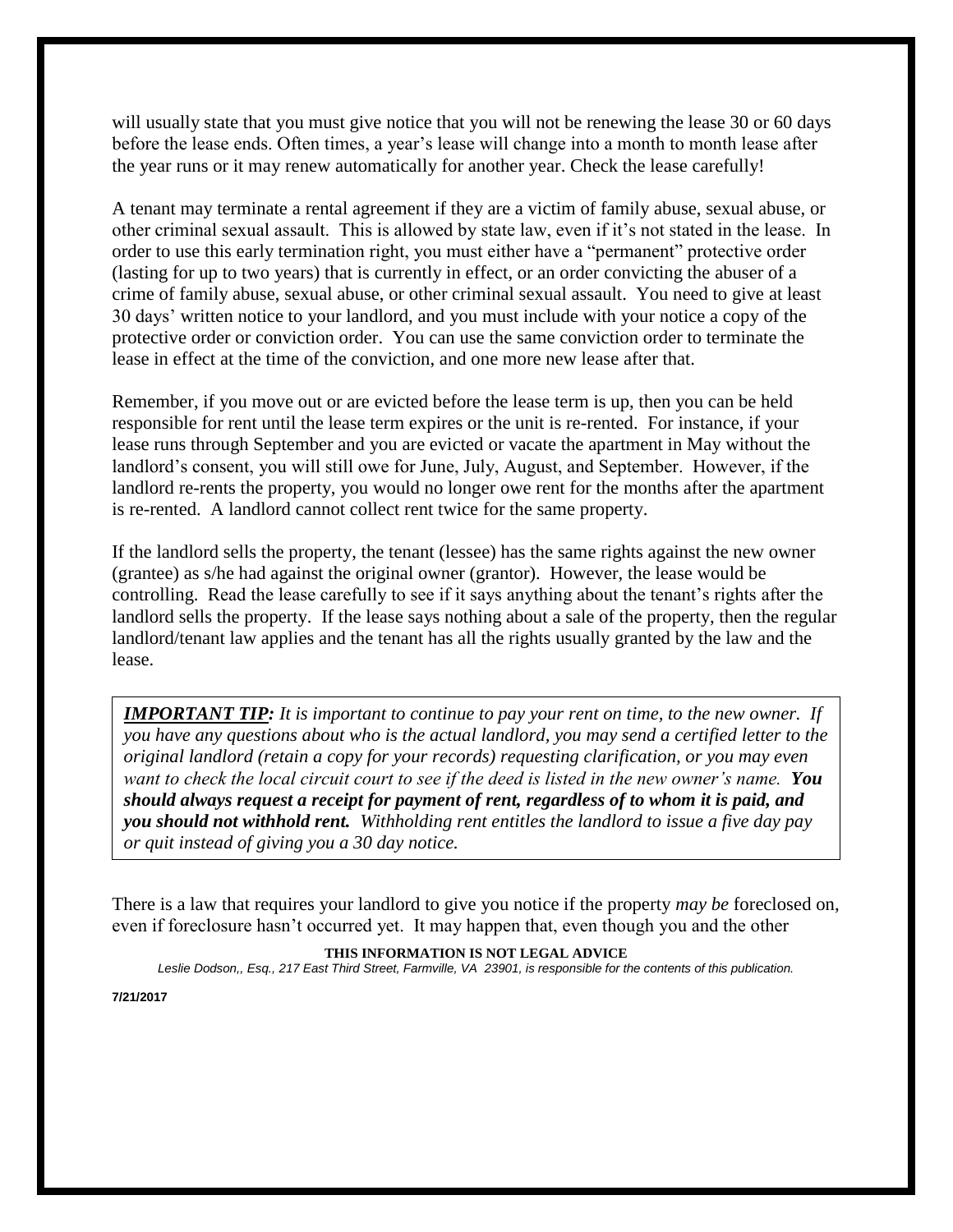will usually state that you must give notice that you will not be renewing the lease 30 or 60 days before the lease ends. Often times, a year's lease will change into a month to month lease after the year runs or it may renew automatically for another year. Check the lease carefully!

A tenant may terminate a rental agreement if they are a victim of family abuse, sexual abuse, or other criminal sexual assault. This is allowed by state law, even if it's not stated in the lease. In order to use this early termination right, you must either have a "permanent" protective order (lasting for up to two years) that is currently in effect, or an order convicting the abuser of a crime of family abuse, sexual abuse, or other criminal sexual assault. You need to give at least 30 days' written notice to your landlord, and you must include with your notice a copy of the protective order or conviction order. You can use the same conviction order to terminate the lease in effect at the time of the conviction, and one more new lease after that.

Remember, if you move out or are evicted before the lease term is up, then you can be held responsible for rent until the lease term expires or the unit is re-rented. For instance, if your lease runs through September and you are evicted or vacate the apartment in May without the landlord's consent, you will still owe for June, July, August, and September. However, if the landlord re-rents the property, you would no longer owe rent for the months after the apartment is re-rented. A landlord cannot collect rent twice for the same property.

If the landlord sells the property, the tenant (lessee) has the same rights against the new owner (grantee) as s/he had against the original owner (grantor). However, the lease would be controlling. Read the lease carefully to see if it says anything about the tenant's rights after the landlord sells the property. If the lease says nothing about a sale of the property, then the regular landlord/tenant law applies and the tenant has all the rights usually granted by the law and the lease.

> ***IMPORTANT TIP:*** *It is important to continue to pay your rent on time, to the new owner. If you have any questions about who is the actual landlord, you may send a certified letter to the original landlord (retain a copy for your records) requesting clarification, or you may even want to check the local circuit court to see if the deed is listed in the new owner's name.* ***You should always request a receipt for payment of rent, regardless of to whom it is paid, and you should not withhold rent.*** *Withholding rent entitles the landlord to issue a five day pay or quit instead of giving you a 30 day notice.*

There is a law that requires your landlord to give you notice if the property *may be* foreclosed on, even if foreclosure hasn't occurred yet. It may happen that, even though you and the other

**THIS INFORMATION IS NOT LEGAL ADVICE**

*Leslie Dodson,, Esq., 217 East Third Street, Farmville, VA 23901, is responsible for the contents of this publication.*

**7/21/2017**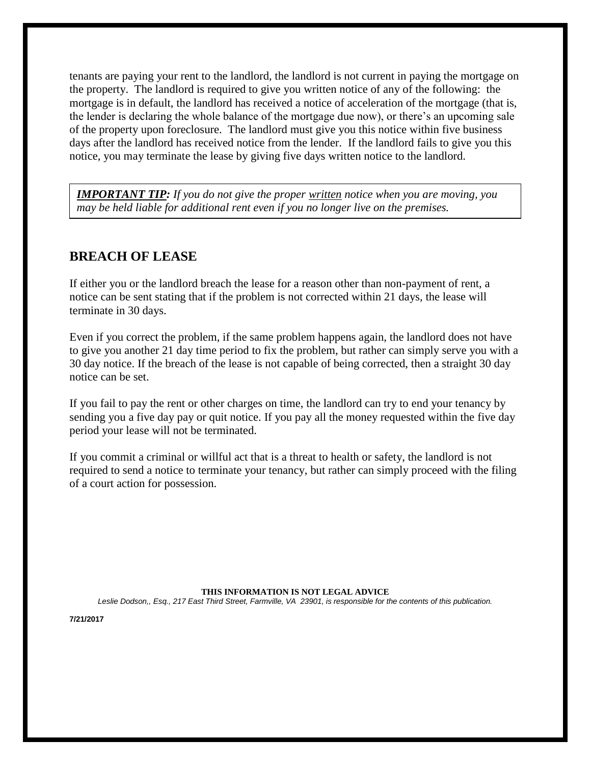tenants are paying your rent to the landlord, the landlord is not current in paying the mortgage on the property. The landlord is required to give you written notice of any of the following: the mortgage is in default, the landlord has received a notice of acceleration of the mortgage (that is, the lender is declaring the whole balance of the mortgage due now), or there's an upcoming sale of the property upon foreclosure. The landlord must give you this notice within five business days after the landlord has received notice from the lender. If the landlord fails to give you this notice, you may terminate the lease by giving five days written notice to the landlord.

> ***IMPORTANT TIP:*** *If you do not give the proper <u>written</u> notice when you are moving, you may be held liable for additional rent even if you no longer live on the premises.*

## BREACH OF LEASE

If either you or the landlord breach the lease for a reason other than non-payment of rent, a notice can be sent stating that if the problem is not corrected within 21 days, the lease will terminate in 30 days.

Even if you correct the problem, if the same problem happens again, the landlord does not have to give you another 21 day time period to fix the problem, but rather can simply serve you with a 30 day notice. If the breach of the lease is not capable of being corrected, then a straight 30 day notice can be set.

If you fail to pay the rent or other charges on time, the landlord can try to end your tenancy by sending you a five day pay or quit notice. If you pay all the money requested within the five day period your lease will not be terminated.

If you commit a criminal or willful act that is a threat to health or safety, the landlord is not required to send a notice to terminate your tenancy, but rather can simply proceed with the filing of a court action for possession.

**THIS INFORMATION IS NOT LEGAL ADVICE**

*Leslie Dodson,, Esq., 217 East Third Street, Farmville, VA 23901, is responsible for the contents of this publication.*

**7/21/2017**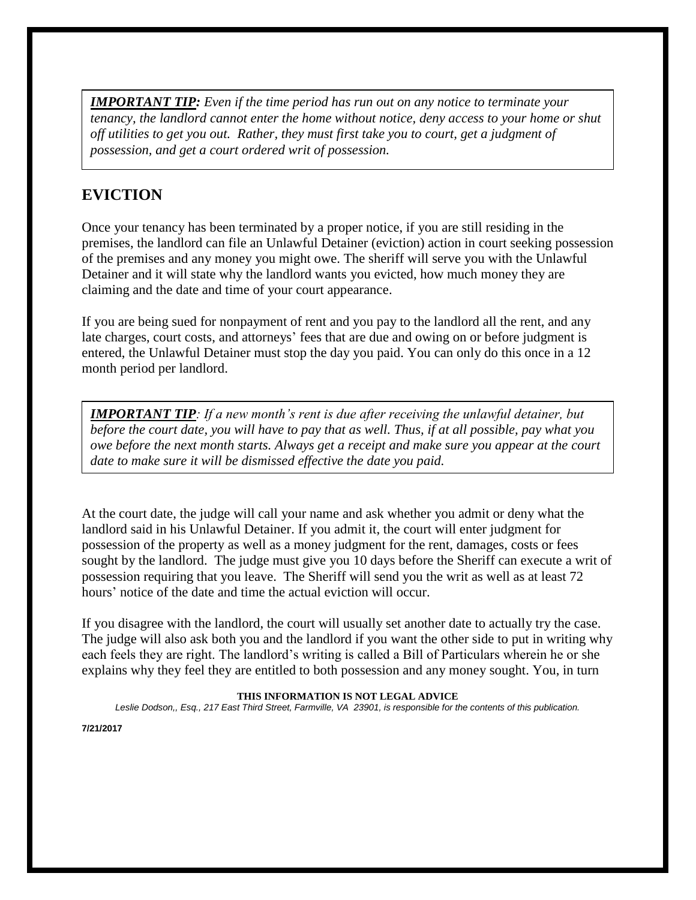***IMPORTANT TIP:*** *Even if the time period has run out on any notice to terminate your tenancy, the landlord cannot enter the home without notice, deny access to your home or shut off utilities to get you out. Rather, they must first take you to court, get a judgment of possession, and get a court ordered writ of possession.*

## EVICTION

Once your tenancy has been terminated by a proper notice, if you are still residing in the premises, the landlord can file an Unlawful Detainer (eviction) action in court seeking possession of the premises and any money you might owe. The sheriff will serve you with the Unlawful Detainer and it will state why the landlord wants you evicted, how much money they are claiming and the date and time of your court appearance.

If you are being sued for nonpayment of rent and you pay to the landlord all the rent, and any late charges, court costs, and attorneys' fees that are due and owing on or before judgment is entered, the Unlawful Detainer must stop the day you paid. You can only do this once in a 12 month period per landlord.

***IMPORTANT TIP****: If a new month's rent is due after receiving the unlawful detainer, but before the court date, you will have to pay that as well. Thus, if at all possible, pay what you owe before the next month starts. Always get a receipt and make sure you appear at the court date to make sure it will be dismissed effective the date you paid.*

At the court date, the judge will call your name and ask whether you admit or deny what the landlord said in his Unlawful Detainer. If you admit it, the court will enter judgment for possession of the property as well as a money judgment for the rent, damages, costs or fees sought by the landlord. The judge must give you 10 days before the Sheriff can execute a writ of possession requiring that you leave. The Sheriff will send you the writ as well as at least 72 hours' notice of the date and time the actual eviction will occur.

If you disagree with the landlord, the court will usually set another date to actually try the case. The judge will also ask both you and the landlord if you want the other side to put in writing why each feels they are right. The landlord's writing is called a Bill of Particulars wherein he or she explains why they feel they are entitled to both possession and any money sought. You, in turn

**THIS INFORMATION IS NOT LEGAL ADVICE**

*Leslie Dodson,, Esq., 217 East Third Street, Farmville, VA 23901, is responsible for the contents of this publication.*

**7/21/2017**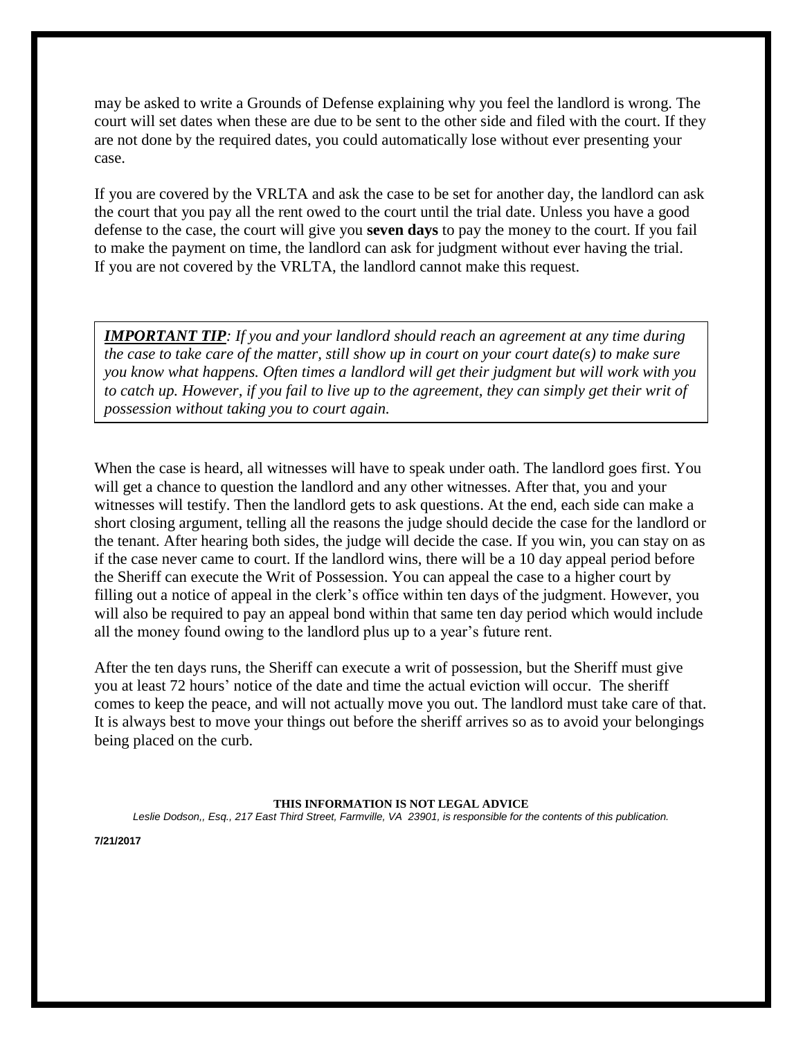may be asked to write a Grounds of Defense explaining why you feel the landlord is wrong. The court will set dates when these are due to be sent to the other side and filed with the court. If they are not done by the required dates, you could automatically lose without ever presenting your case.

If you are covered by the VRLTA and ask the case to be set for another day, the landlord can ask the court that you pay all the rent owed to the court until the trial date. Unless you have a good defense to the case, the court will give you **seven days** to pay the money to the court. If you fail to make the payment on time, the landlord can ask for judgment without ever having the trial. If you are not covered by the VRLTA, the landlord cannot make this request.

> ***IMPORTANT TIP****: If you and your landlord should reach an agreement at any time during the case to take care of the matter, still show up in court on your court date(s) to make sure you know what happens. Often times a landlord will get their judgment but will work with you to catch up. However, if you fail to live up to the agreement, they can simply get their writ of possession without taking you to court again.*

When the case is heard, all witnesses will have to speak under oath. The landlord goes first. You will get a chance to question the landlord and any other witnesses. After that, you and your witnesses will testify. Then the landlord gets to ask questions. At the end, each side can make a short closing argument, telling all the reasons the judge should decide the case for the landlord or the tenant. After hearing both sides, the judge will decide the case. If you win, you can stay on as if the case never came to court. If the landlord wins, there will be a 10 day appeal period before the Sheriff can execute the Writ of Possession. You can appeal the case to a higher court by filling out a notice of appeal in the clerk's office within ten days of the judgment. However, you will also be required to pay an appeal bond within that same ten day period which would include all the money found owing to the landlord plus up to a year's future rent.

After the ten days runs, the Sheriff can execute a writ of possession, but the Sheriff must give you at least 72 hours' notice of the date and time the actual eviction will occur. The sheriff comes to keep the peace, and will not actually move you out. The landlord must take care of that. It is always best to move your things out before the sheriff arrives so as to avoid your belongings being placed on the curb.

**THIS INFORMATION IS NOT LEGAL ADVICE**

*Leslie Dodson,, Esq., 217 East Third Street, Farmville, VA 23901, is responsible for the contents of this publication.*

**7/21/2017**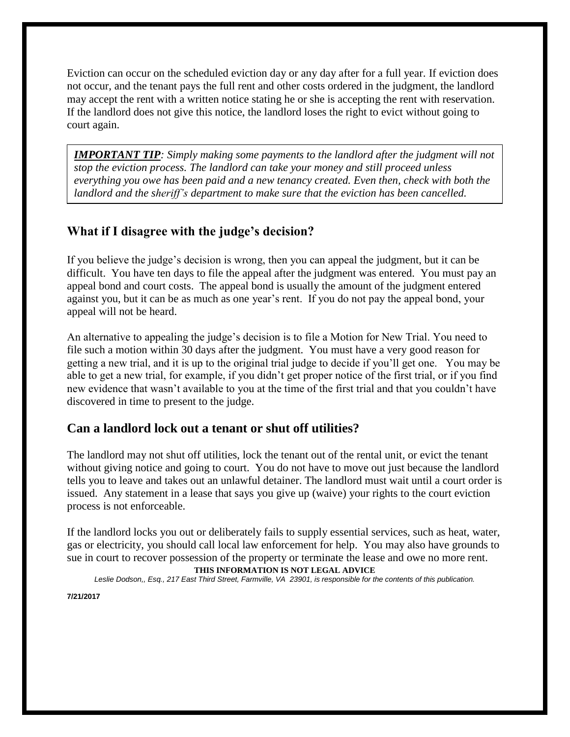Eviction can occur on the scheduled eviction day or any day after for a full year. If eviction does not occur, and the tenant pays the full rent and other costs ordered in the judgment, the landlord may accept the rent with a written notice stating he or she is accepting the rent with reservation. If the landlord does not give this notice, the landlord loses the right to evict without going to court again.

> ***IMPORTANT TIP****: Simply making some payments to the landlord after the judgment will not stop the eviction process. The landlord can take your money and still proceed unless everything you owe has been paid and a new tenancy created. Even then, check with both the landlord and the sheriff's department to make sure that the eviction has been cancelled.*

## What if I disagree with the judge's decision?

If you believe the judge's decision is wrong, then you can appeal the judgment, but it can be difficult. You have ten days to file the appeal after the judgment was entered. You must pay an appeal bond and court costs. The appeal bond is usually the amount of the judgment entered against you, but it can be as much as one year's rent. If you do not pay the appeal bond, your appeal will not be heard.

An alternative to appealing the judge's decision is to file a Motion for New Trial. You need to file such a motion within 30 days after the judgment. You must have a very good reason for getting a new trial, and it is up to the original trial judge to decide if you'll get one. You may be able to get a new trial, for example, if you didn't get proper notice of the first trial, or if you find new evidence that wasn't available to you at the time of the first trial and that you couldn't have discovered in time to present to the judge.

## Can a landlord lock out a tenant or shut off utilities?

The landlord may not shut off utilities, lock the tenant out of the rental unit, or evict the tenant without giving notice and going to court. You do not have to move out just because the landlord tells you to leave and takes out an unlawful detainer. The landlord must wait until a court order is issued. Any statement in a lease that says you give up (waive) your rights to the court eviction process is not enforceable.

If the landlord locks you out or deliberately fails to supply essential services, such as heat, water, gas or electricity, you should call local law enforcement for help. You may also have grounds to sue in court to recover possession of the property or terminate the lease and owe no more rent.

**THIS INFORMATION IS NOT LEGAL ADVICE**

*Leslie Dodson,, Esq., 217 East Third Street, Farmville, VA 23901, is responsible for the contents of this publication.*

**7/21/2017**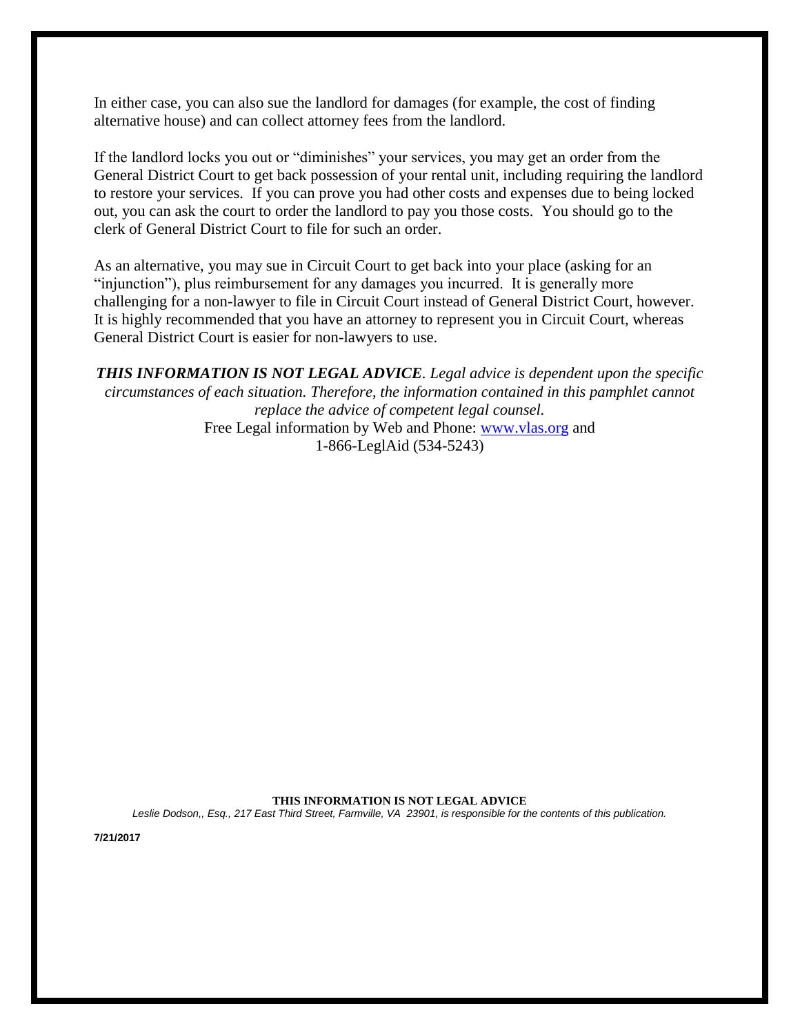In either case, you can also sue the landlord for damages (for example, the cost of finding alternative house) and can collect attorney fees from the landlord.

If the landlord locks you out or "diminishes" your services, you may get an order from the General District Court to get back possession of your rental unit, including requiring the landlord to restore your services. If you can prove you had other costs and expenses due to being locked out, you can ask the court to order the landlord to pay you those costs. You should go to the clerk of General District Court to file for such an order.

As an alternative, you may sue in Circuit Court to get back into your place (asking for an "injunction"), plus reimbursement for any damages you incurred. It is generally more challenging for a non-lawyer to file in Circuit Court instead of General District Court, however. It is highly recommended that you have an attorney to represent you in Circuit Court, whereas General District Court is easier for non-lawyers to use.

***THIS INFORMATION IS NOT LEGAL ADVICE****. Legal advice is dependent upon the specific circumstances of each situation. Therefore, the information contained in this pamphlet cannot replace the advice of competent legal counsel.*

Free Legal information by Web and Phone: www.vlas.org and
1-866-LeglAid (534-5243)

**THIS INFORMATION IS NOT LEGAL ADVICE**

*Leslie Dodson,, Esq., 217 East Third Street, Farmville, VA 23901, is responsible for the contents of this publication.*

**7/21/2017**